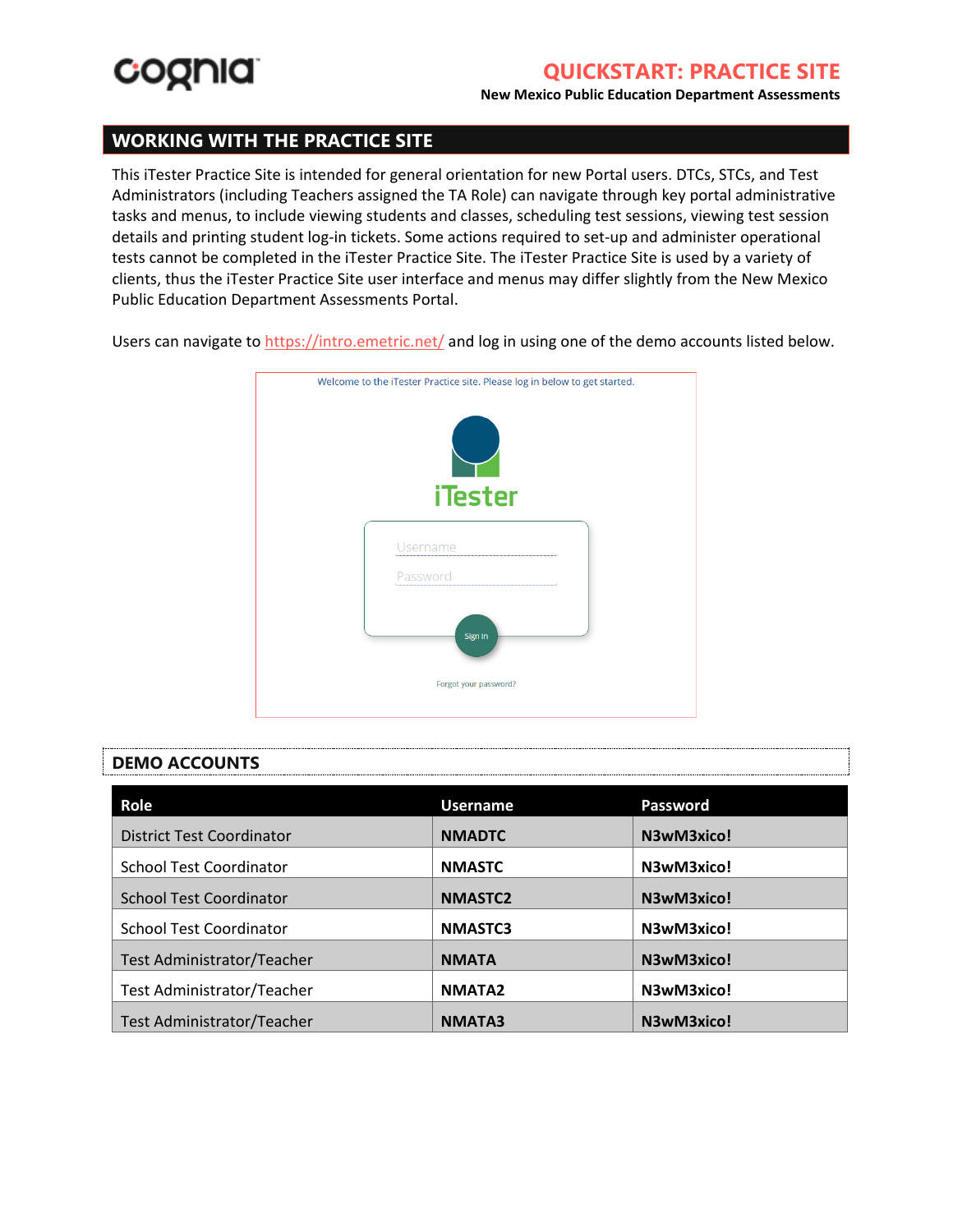# QUICKSTART: PRACTICE SITE

**New Mexico Public Education Department Assessments**

## WORKING WITH THE PRACTICE SITE

This iTester Practice Site is intended for general orientation for new Portal users. DTCs, STCs, and Test Administrators (including Teachers assigned the TA Role) can navigate through key portal administrative tasks and menus, to include viewing students and classes, scheduling test sessions, viewing test session details and printing student log-in tickets. Some actions required to set-up and administer operational tests cannot be completed in the iTester Practice Site. The iTester Practice Site is used by a variety of clients, thus the iTester Practice Site user interface and menus may differ slightly from the New Mexico Public Education Department Assessments Portal.

Users can navigate to https://intro.emetric.net/ and log in using one of the demo accounts listed below.

Welcome to the iTester Practice site. Please log in below to get started.

iTester

Username

Password

Sign in

Forgot your password?

## DEMO ACCOUNTS

| Role | Username | Password |
|---|---|---|
| District Test Coordinator | **NMADTC** | **N3wM3xico!** |
| School Test Coordinator | **NMASTC** | **N3wM3xico!** |
| School Test Coordinator | **NMASTC2** | **N3wM3xico!** |
| School Test Coordinator | **NMASTC3** | **N3wM3xico!** |
| Test Administrator/Teacher | **NMATA** | **N3wM3xico!** |
| Test Administrator/Teacher | **NMATA2** | **N3wM3xico!** |
| Test Administrator/Teacher | **NMATA3** | **N3wM3xico!** |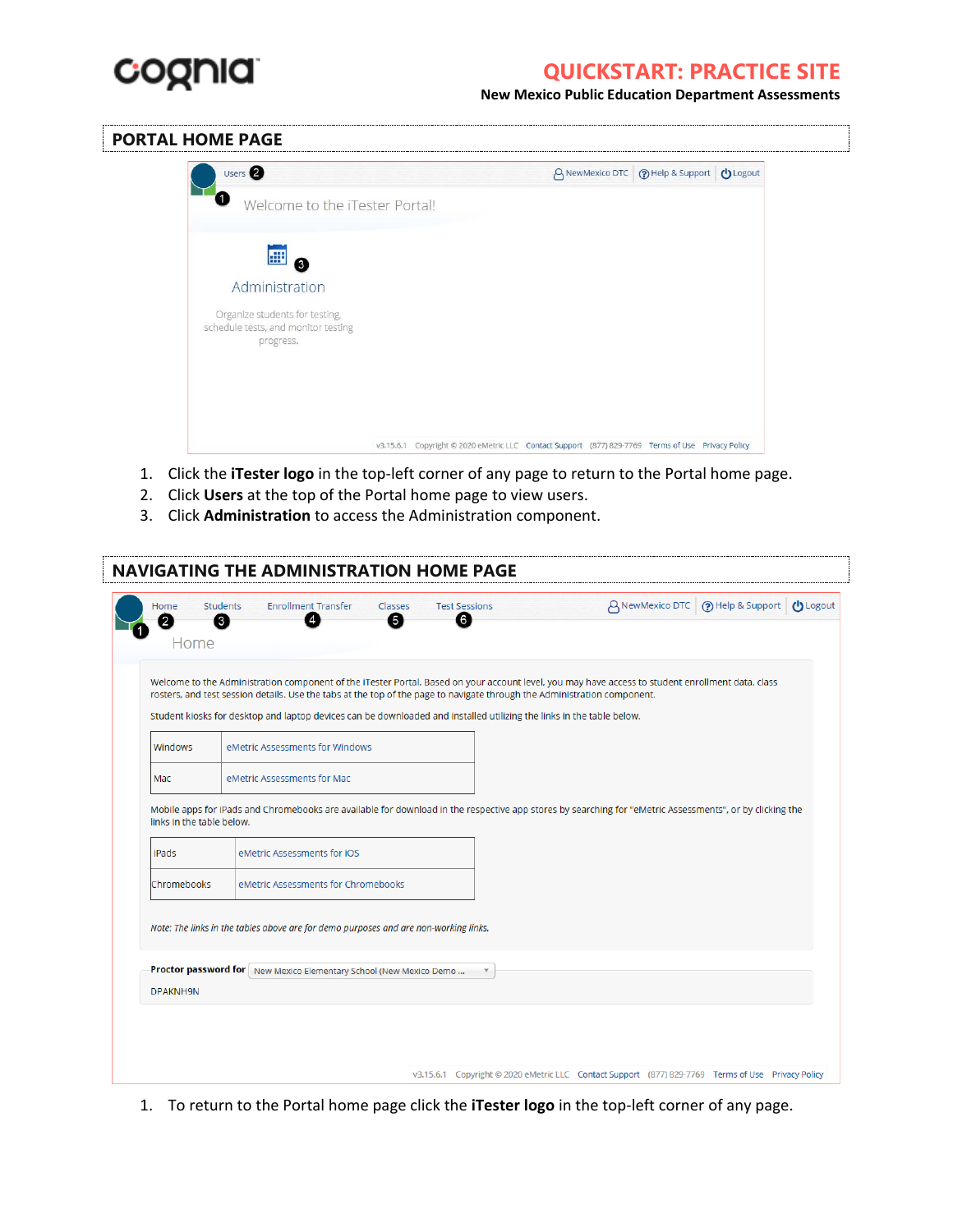# QUICKSTART: PRACTICE SITE

**New Mexico Public Education Department Assessments**

## PORTAL HOME PAGE

1. Click the **iTester logo** in the top-left corner of any page to return to the Portal home page.
2. Click **Users** at the top of the Portal home page to view users.
3. Click **Administration** to access the Administration component.

## NAVIGATING THE ADMINISTRATION HOME PAGE

1. To return to the Portal home page click the **iTester logo** in the top-left corner of any page.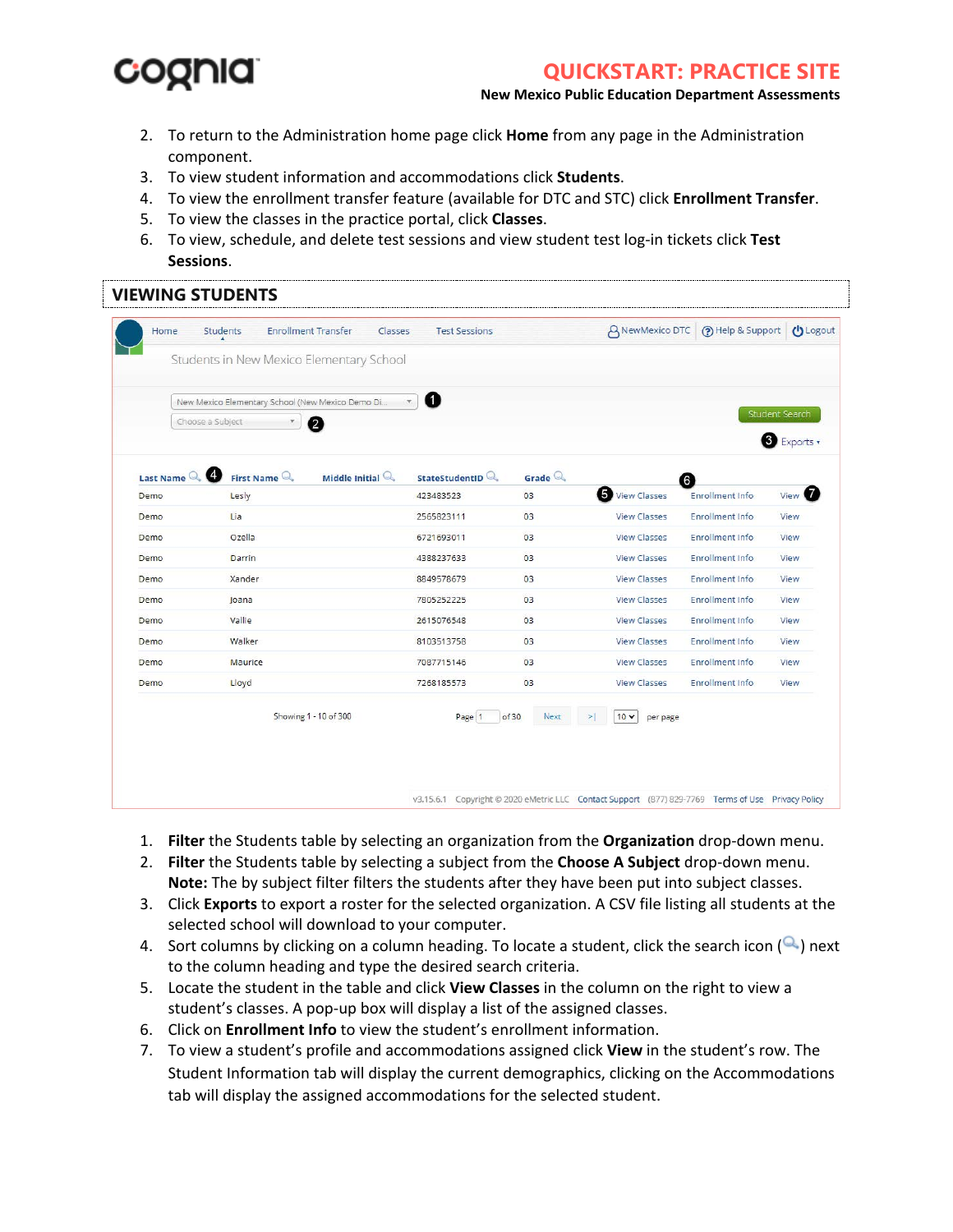2. To return to the Administration home page click **Home** from any page in the Administration component.
3. To view student information and accommodations click **Students**.
4. To view the enrollment transfer feature (available for DTC and STC) click **Enrollment Transfer**.
5. To view the classes in the practice portal, click **Classes**.
6. To view, schedule, and delete test sessions and view student test log-in tickets click **Test Sessions**.

## VIEWING STUDENTS

1. **Filter** the Students table by selecting an organization from the **Organization** drop-down menu.
2. **Filter** the Students table by selecting a subject from the **Choose A Subject** drop-down menu. **Note:** The by subject filter filters the students after they have been put into subject classes.
3. Click **Exports** to export a roster for the selected organization. A CSV file listing all students at the selected school will download to your computer.
4. Sort columns by clicking on a column heading. To locate a student, click the search icon ( ) next to the column heading and type the desired search criteria.
5. Locate the student in the table and click **View Classes** in the column on the right to view a student's classes. A pop-up box will display a list of the assigned classes.
6. Click on **Enrollment Info** to view the student's enrollment information.
7. To view a student's profile and accommodations assigned click **View** in the student's row. The Student Information tab will display the current demographics, clicking on the Accommodations tab will display the assigned accommodations for the selected student.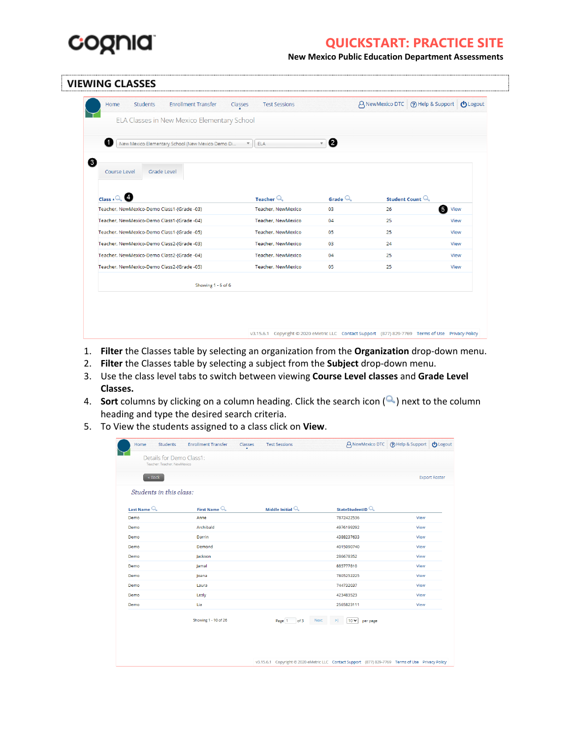## VIEWING CLASSES

1. **Filter** the Classes table by selecting an organization from the **Organization** drop-down menu.
2. **Filter** the Classes table by selecting a subject from the **Subject** drop-down menu.
3. Use the class level tabs to switch between viewing **Course Level classes** and **Grade Level Classes.**
4. **Sort** columns by clicking on a column heading. Click the search icon ( ) next to the column heading and type the desired search criteria.
5. To View the students assigned to a class click on **View**.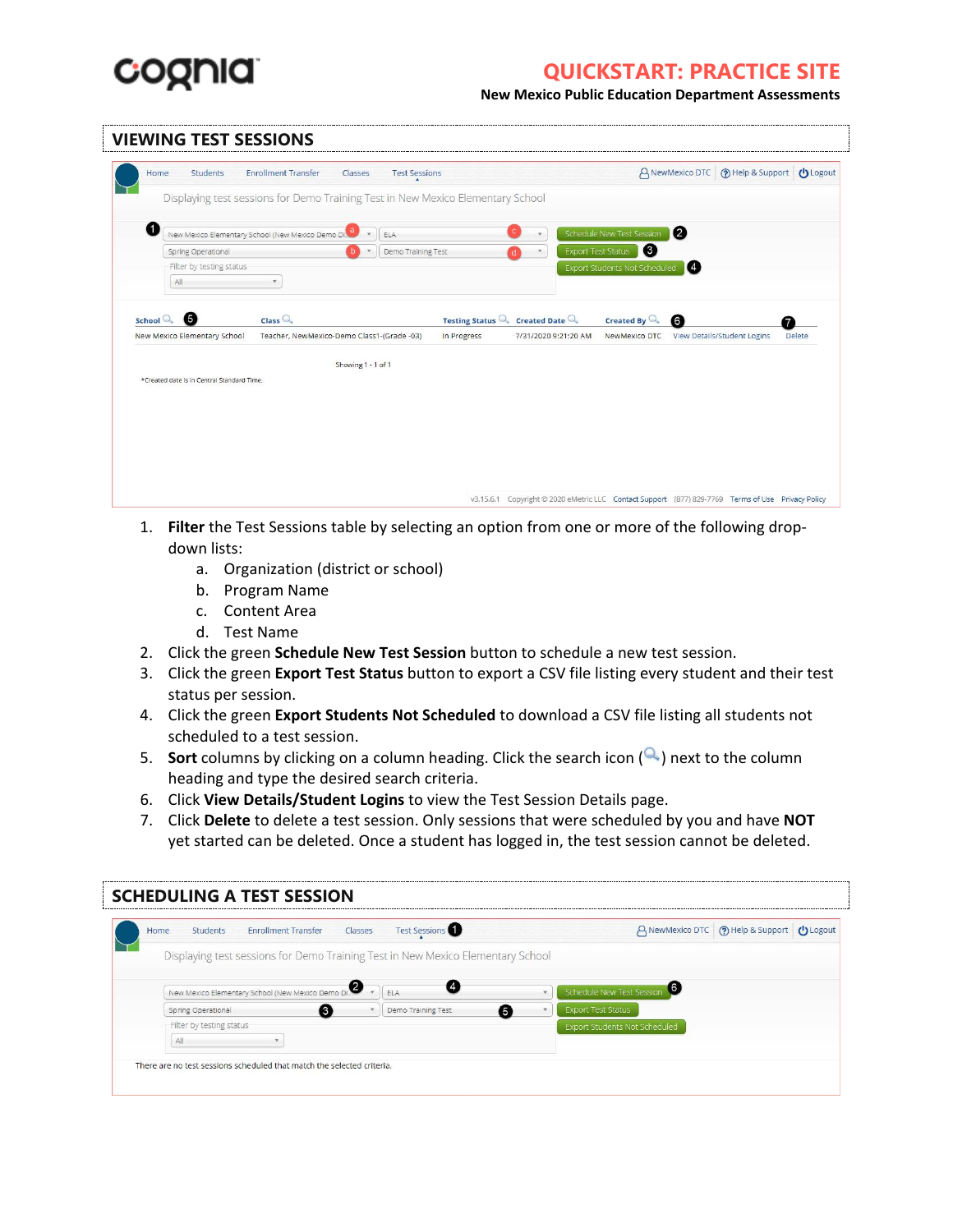# VIEWING TEST SESSIONS

1. **Filter** the Test Sessions table by selecting an option from one or more of the following drop-down lists:
   a. Organization (district or school)
   b. Program Name
   c. Content Area
   d. Test Name
2. Click the green **Schedule New Test Session** button to schedule a new test session.
3. Click the green **Export Test Status** button to export a CSV file listing every student and their test status per session.
4. Click the green **Export Students Not Scheduled** to download a CSV file listing all students not scheduled to a test session.
5. **Sort** columns by clicking on a column heading. Click the search icon (🔍) next to the column heading and type the desired search criteria.
6. Click **View Details/Student Logins** to view the Test Session Details page.
7. Click **Delete** to delete a test session. Only sessions that were scheduled by you and have **NOT** yet started can be deleted. Once a student has logged in, the test session cannot be deleted.

# SCHEDULING A TEST SESSION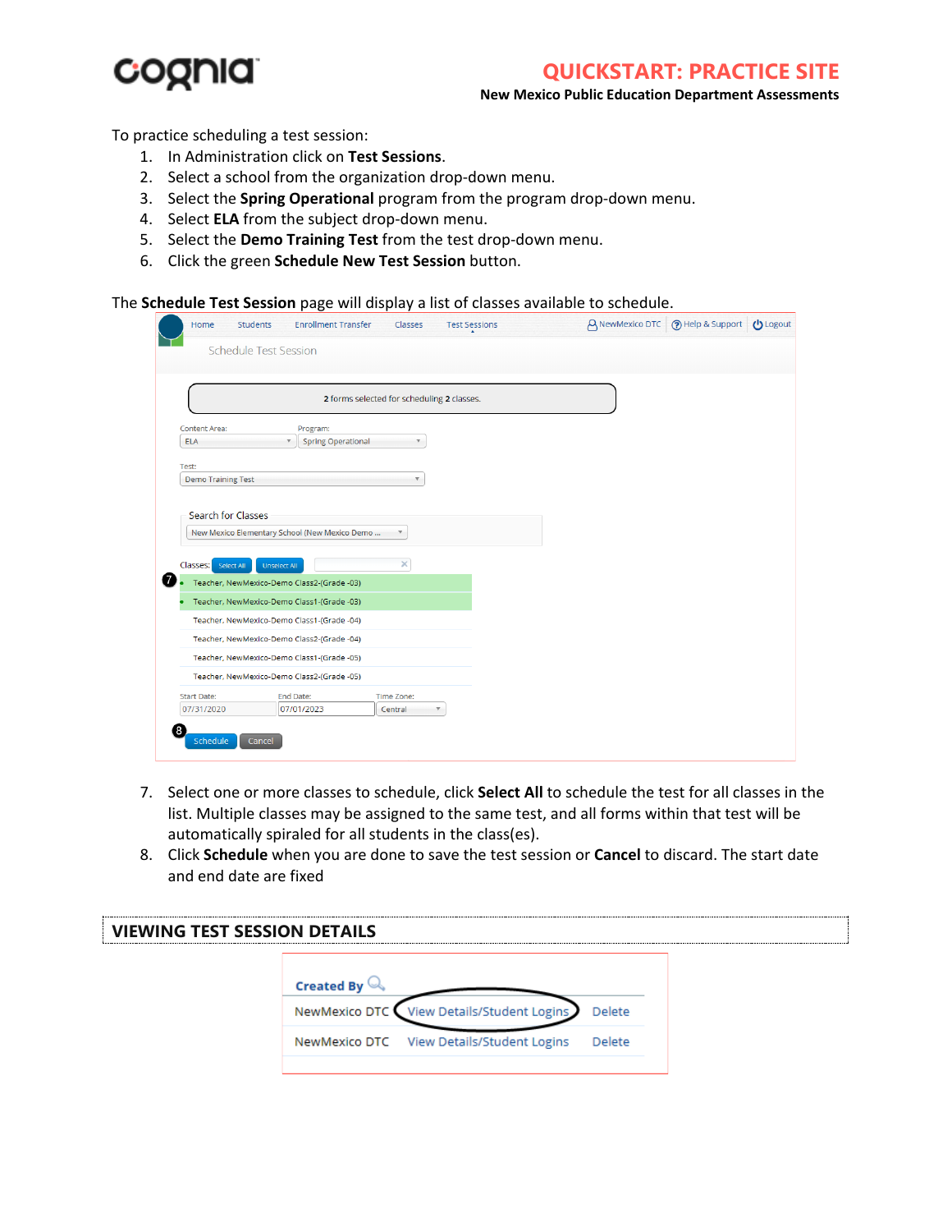To practice scheduling a test session:

1. In Administration click on **Test Sessions**.
2. Select a school from the organization drop-down menu.
3. Select the **Spring Operational** program from the program drop-down menu.
4. Select **ELA** from the subject drop-down menu.
5. Select the **Demo Training Test** from the test drop-down menu.
6. Click the green **Schedule New Test Session** button.

The **Schedule Test Session** page will display a list of classes available to schedule.

7. Select one or more classes to schedule, click **Select All** to schedule the test for all classes in the list. Multiple classes may be assigned to the same test, and all forms within that test will be automatically spiraled for all students in the class(es).
8. Click **Schedule** when you are done to save the test session or **Cancel** to discard. The start date and end date are fixed

## VIEWING TEST SESSION DETAILS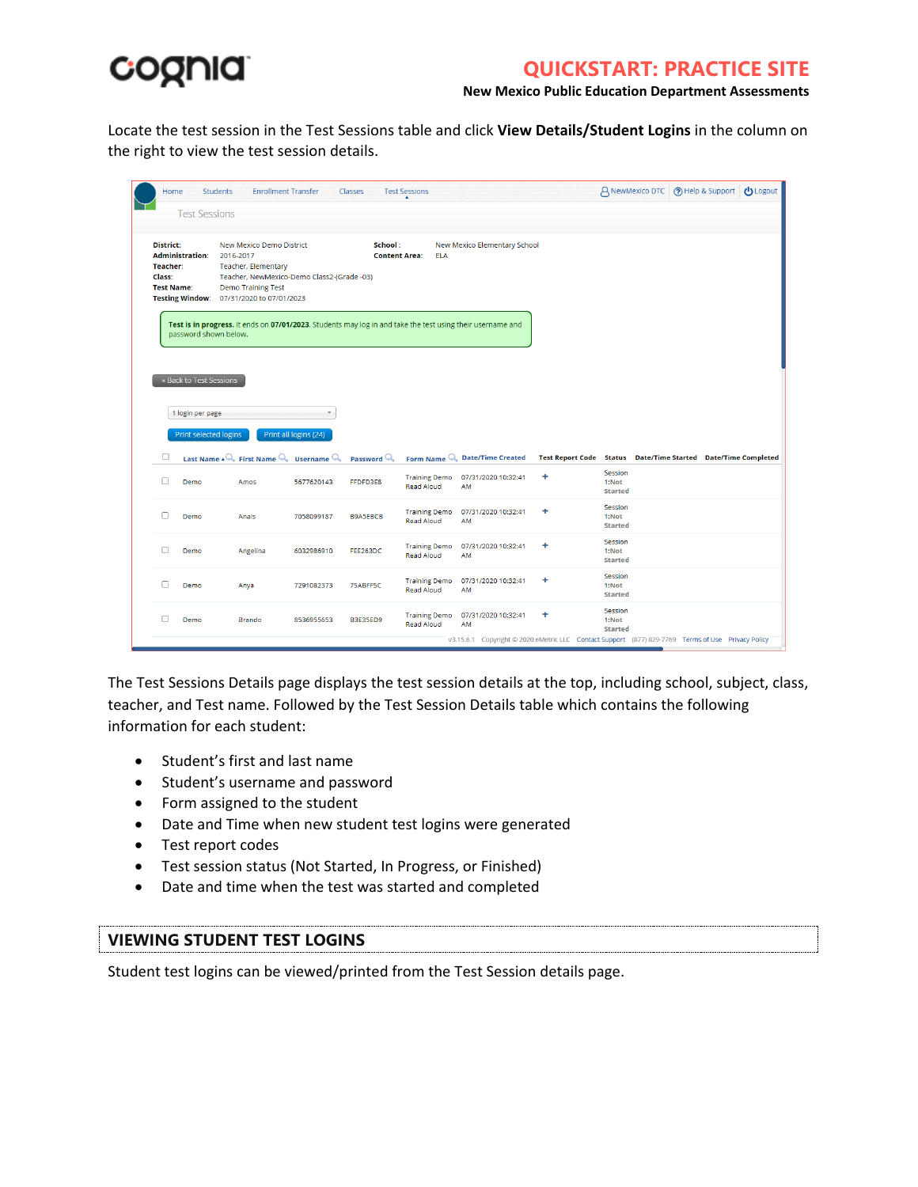Locate the test session in the Test Sessions table and click **View Details/Student Logins** in the column on the right to view the test session details.

The Test Sessions Details page displays the test session details at the top, including school, subject, class, teacher, and Test name. Followed by the Test Session Details table which contains the following information for each student:

- Student's first and last name
- Student's username and password
- Form assigned to the student
- Date and Time when new student test logins were generated
- Test report codes
- Test session status (Not Started, In Progress, or Finished)
- Date and time when the test was started and completed

## VIEWING STUDENT TEST LOGINS

Student test logins can be viewed/printed from the Test Session details page.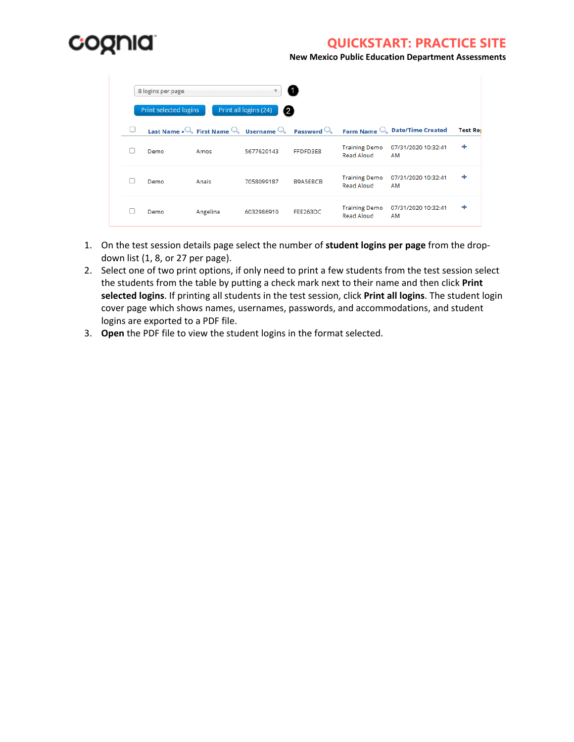| | Last Name | First Name | Username | Password | Form Name | Date/Time Created | Test Re |
|---|---|---|---|---|---|---|---|
| ☐ | Demo | Amos | 5677620143 | FFDFD3E8 | Training Demo Read Aloud | 07/31/2020 10:32:41 AM | + |
| ☐ | Demo | Anais | 7058099187 | B9A5EBCB | Training Demo Read Aloud | 07/31/2020 10:32:41 AM | + |
| ☐ | Demo | Angelina | 6032986910 | FEE263DC | Training Demo Read Aloud | 07/31/2020 10:32:41 AM | + |

1. On the test session details page select the number of **student logins per page** from the drop-down list (1, 8, or 27 per page).
2. Select one of two print options, if only need to print a few students from the test session select the students from the table by putting a check mark next to their name and then click **Print selected logins**. If printing all students in the test session, click **Print all logins**. The student login cover page which shows names, usernames, passwords, and accommodations, and student logins are exported to a PDF file.
3. **Open** the PDF file to view the student logins in the format selected.